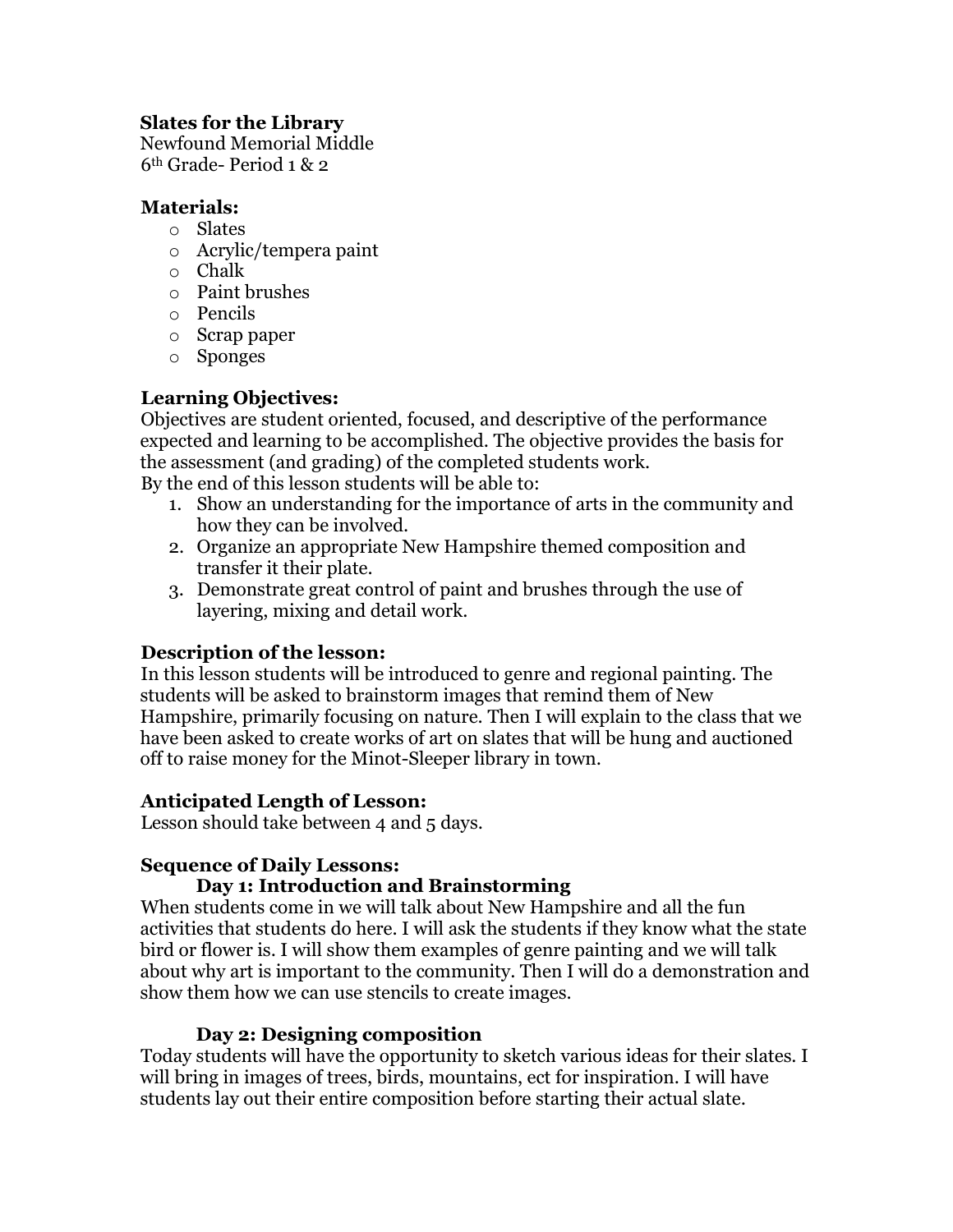**Slates for the Library**
Newfound Memorial Middle
6th Grade- Period 1 & 2

**Materials:**

- Slates
- Acrylic/tempera paint
- Chalk
- Paint brushes
- Pencils
- Scrap paper
- Sponges

**Learning Objectives:**
Objectives are student oriented, focused, and descriptive of the performance expected and learning to be accomplished. The objective provides the basis for the assessment (and grading) of the completed students work.
By the end of this lesson students will be able to:

1. Show an understanding for the importance of arts in the community and how they can be involved.
2. Organize an appropriate New Hampshire themed composition and transfer it their plate.
3. Demonstrate great control of paint and brushes through the use of layering, mixing and detail work.

**Description of the lesson:**
In this lesson students will be introduced to genre and regional painting. The students will be asked to brainstorm images that remind them of New Hampshire, primarily focusing on nature. Then I will explain to the class that we have been asked to create works of art on slates that will be hung and auctioned off to raise money for the Minot-Sleeper library in town.

**Anticipated Length of Lesson:**
Lesson should take between 4 and 5 days.

**Sequence of Daily Lessons:**

**Day 1: Introduction and Brainstorming**

When students come in we will talk about New Hampshire and all the fun activities that students do here. I will ask the students if they know what the state bird or flower is. I will show them examples of genre painting and we will talk about why art is important to the community. Then I will do a demonstration and show them how we can use stencils to create images.

**Day 2: Designing composition**

Today students will have the opportunity to sketch various ideas for their slates. I will bring in images of trees, birds, mountains, ect for inspiration. I will have students lay out their entire composition before starting their actual slate.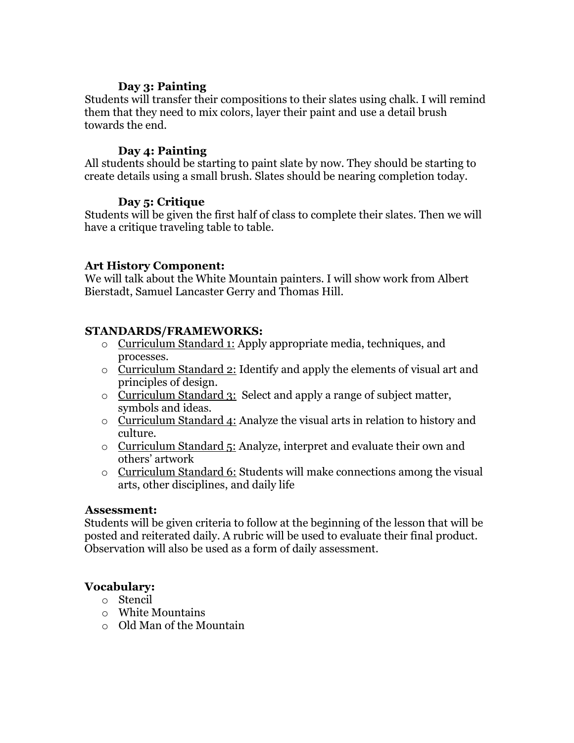**Day 3: Painting**

Students will transfer their compositions to their slates using chalk. I will remind them that they need to mix colors, layer their paint and use a detail brush towards the end.

**Day 4: Painting**

All students should be starting to paint slate by now. They should be starting to create details using a small brush. Slates should be nearing completion today.

**Day 5: Critique**

Students will be given the first half of class to complete their slates. Then we will have a critique traveling table to table.

**Art History Component:**

We will talk about the White Mountain painters. I will show work from Albert Bierstadt, Samuel Lancaster Gerry and Thomas Hill.

**STANDARDS/FRAMEWORKS:**

- Curriculum Standard 1: Apply appropriate media, techniques, and processes.
- Curriculum Standard 2: Identify and apply the elements of visual art and principles of design.
- Curriculum Standard 3: Select and apply a range of subject matter, symbols and ideas.
- Curriculum Standard 4: Analyze the visual arts in relation to history and culture.
- Curriculum Standard 5: Analyze, interpret and evaluate their own and others' artwork
- Curriculum Standard 6: Students will make connections among the visual arts, other disciplines, and daily life

**Assessment:**

Students will be given criteria to follow at the beginning of the lesson that will be posted and reiterated daily. A rubric will be used to evaluate their final product. Observation will also be used as a form of daily assessment.

**Vocabulary:**

- Stencil
- White Mountains
- Old Man of the Mountain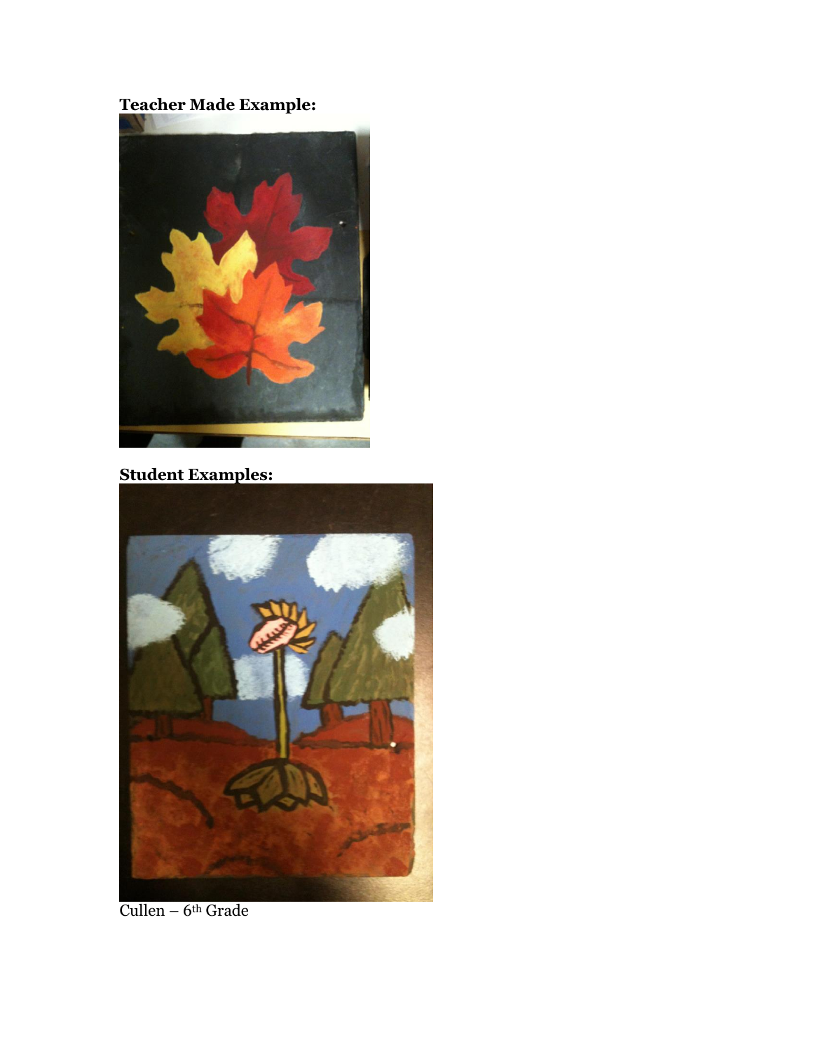**Teacher Made Example:**

**Student Examples:**

Cullen – 6th Grade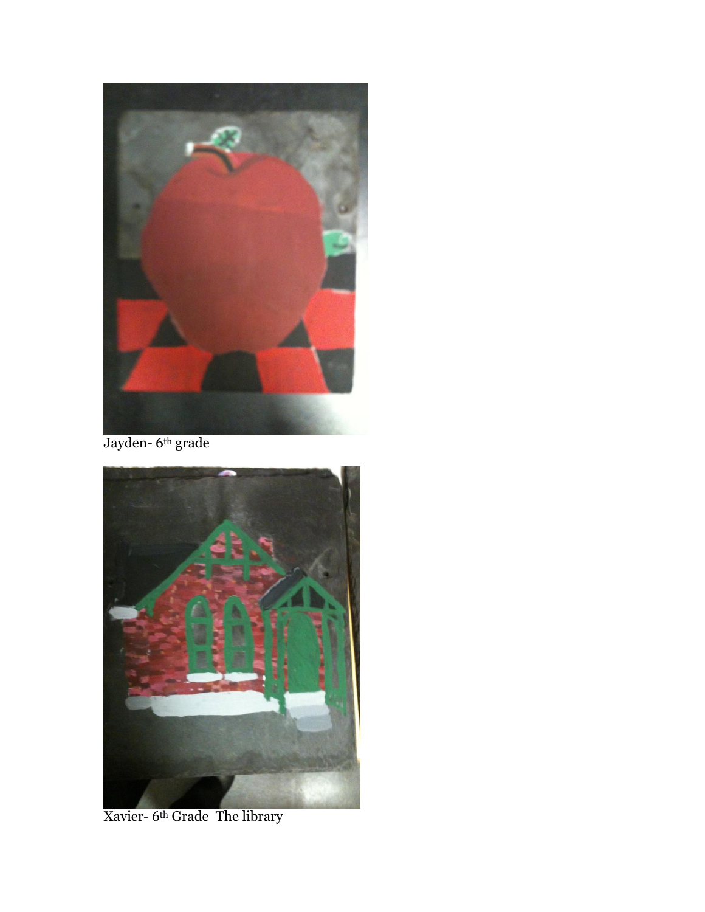Jayden- 6th grade

Xavier- 6th Grade The library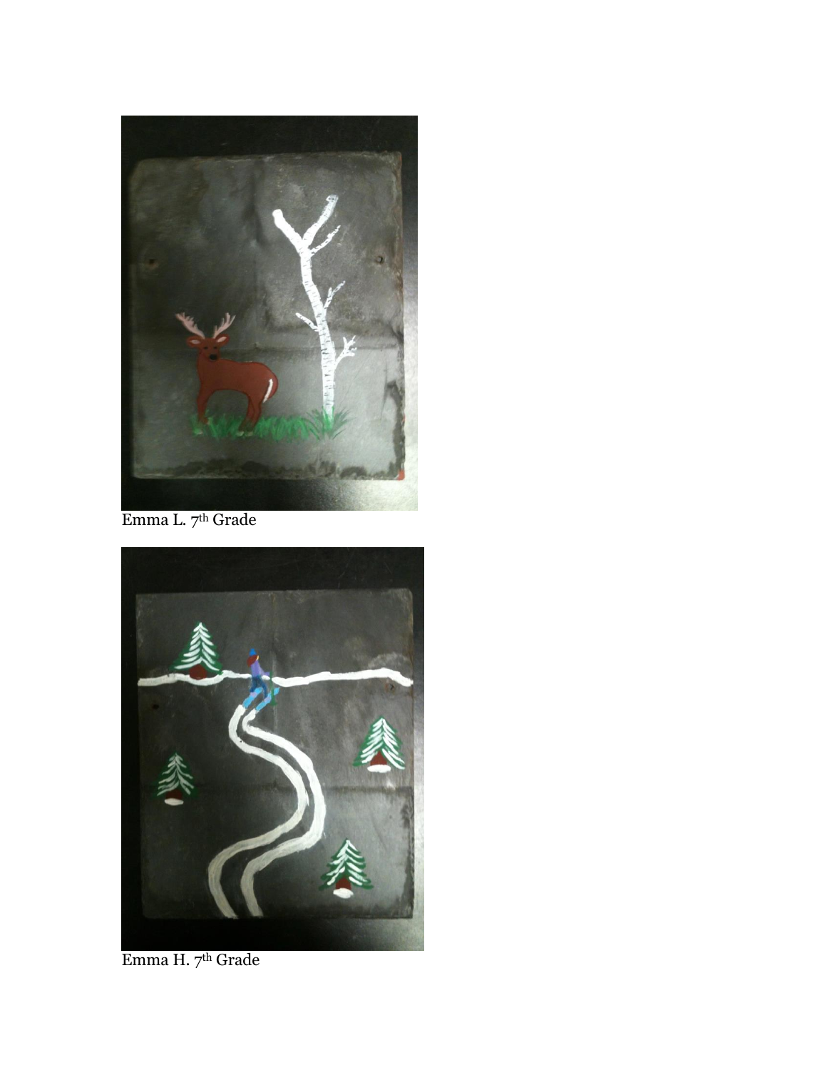Emma L. 7th Grade

Emma H. 7th Grade